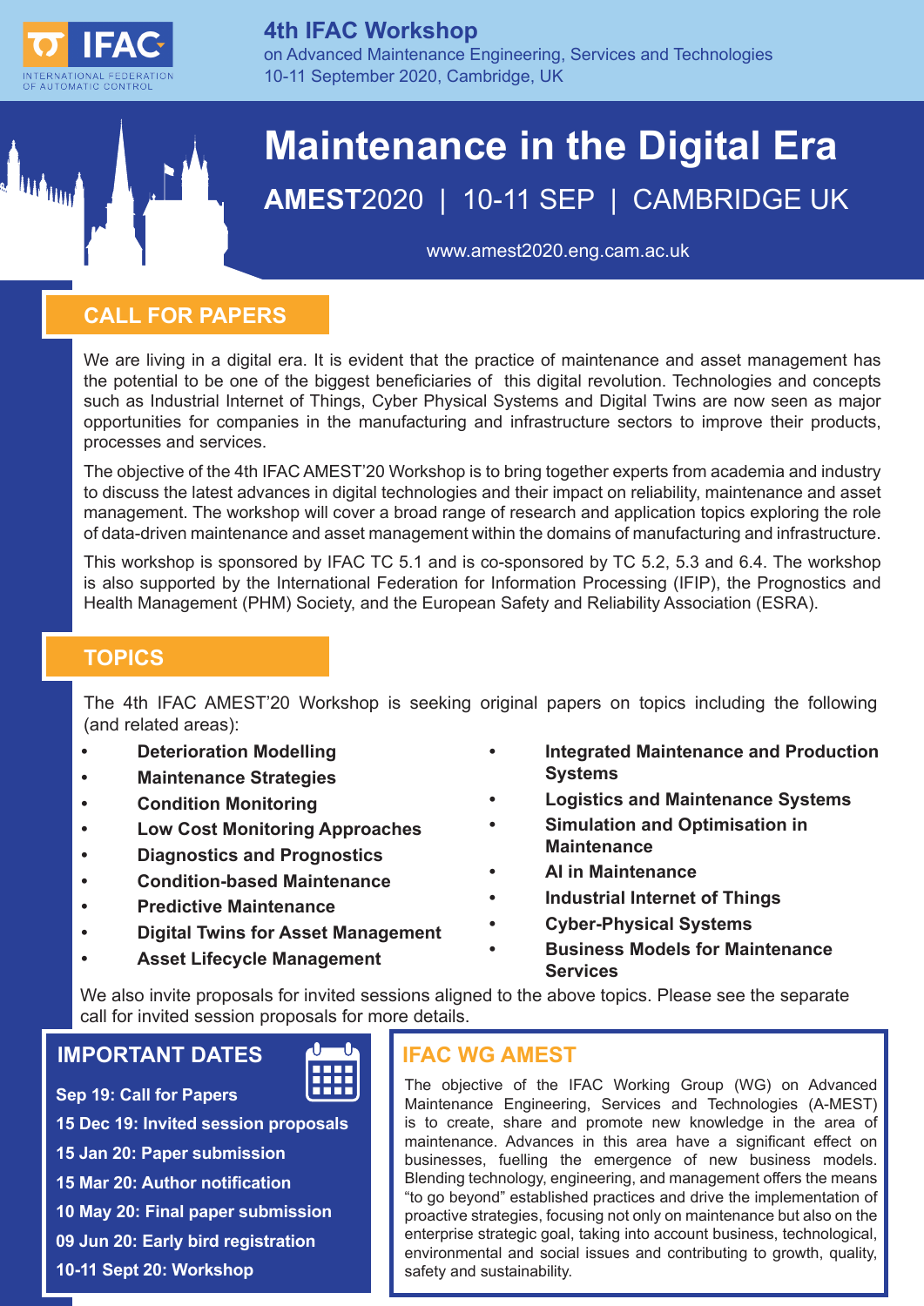**4th IFAC Workshop**
on Advanced Maintenance Engineering, Services and Technologies
10-11 September 2020, Cambridge, UK

IFAC
INTERNATIONAL FEDERATION OF AUTOMATIC CONTROL

# Maintenance in the Digital Era

**AMEST**2020 | 10-11 SEP | CAMBRIDGE UK

www.amest2020.eng.cam.ac.uk

## CALL FOR PAPERS

We are living in a digital era. It is evident that the practice of maintenance and asset management has the potential to be one of the biggest beneficiaries of this digital revolution. Technologies and concepts such as Industrial Internet of Things, Cyber Physical Systems and Digital Twins are now seen as major opportunities for companies in the manufacturing and infrastructure sectors to improve their products, processes and services.

The objective of the 4th IFAC AMEST'20 Workshop is to bring together experts from academia and industry to discuss the latest advances in digital technologies and their impact on reliability, maintenance and asset management. The workshop will cover a broad range of research and application topics exploring the role of data-driven maintenance and asset management within the domains of manufacturing and infrastructure.

This workshop is sponsored by IFAC TC 5.1 and is co-sponsored by TC 5.2, 5.3 and 6.4. The workshop is also supported by the International Federation for Information Processing (IFIP), the Prognostics and Health Management (PHM) Society, and the European Safety and Reliability Association (ESRA).

## TOPICS

The 4th IFAC AMEST'20 Workshop is seeking original papers on topics including the following (and related areas):

- **Deterioration Modelling**
- **Maintenance Strategies**
- **Condition Monitoring**
- **Low Cost Monitoring Approaches**
- **Diagnostics and Prognostics**
- **Condition-based Maintenance**
- **Predictive Maintenance**
- **Digital Twins for Asset Management**
- **Asset Lifecycle Management**
- **Integrated Maintenance and Production Systems**
- **Logistics and Maintenance Systems**
- **Simulation and Optimisation in Maintenance**
- **AI in Maintenance**
- **Industrial Internet of Things**
- **Cyber-Physical Systems**
- **Business Models for Maintenance Services**

We also invite proposals for invited sessions aligned to the above topics. Please see the separate call for invited session proposals for more details.

## IMPORTANT DATES

**Sep 19: Call for Papers**
**15 Dec 19: Invited session proposals**
**15 Jan 20: Paper submission**
**15 Mar 20: Author notification**
**10 May 20: Final paper submission**
**09 Jun 20: Early bird registration**
**10-11 Sept 20: Workshop**

## IFAC WG AMEST

The objective of the IFAC Working Group (WG) on Advanced Maintenance Engineering, Services and Technologies (A-MEST) is to create, share and promote new knowledge in the area of maintenance. Advances in this area have a significant effect on businesses, fuelling the emergence of new business models. Blending technology, engineering, and management offers the means "to go beyond" established practices and drive the implementation of proactive strategies, focusing not only on maintenance but also on the enterprise strategic goal, taking into account business, technological, environmental and social issues and contributing to growth, quality, safety and sustainability.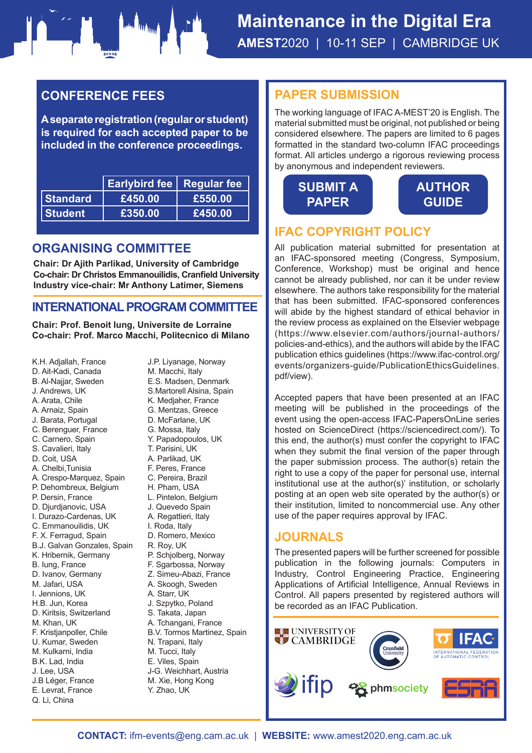# Maintenance in the Digital Era

**AMEST2020 | 10-11 SEP | CAMBRIDGE UK**

## CONFERENCE FEES

**A separate registration (regular or student) is required for each accepted paper to be included in the conference proceedings.**

| | Earlybird fee | Regular fee |
|---|---|---|
| Standard | £450.00 | £550.00 |
| Student | £350.00 | £450.00 |

## ORGANISING COMMITTEE

**Chair: Dr Ajith Parlikad, University of Cambridge**
**Co-chair: Dr Christos Emmanouilidis, Cranfield University**
**Industry vice-chair: Mr Anthony Latimer, Siemens**

## INTERNATIONAL PROGRAM COMMITTEE

**Chair: Prof. Benoit Iung, Universite de Lorraine**
**Co-chair: Prof. Marco Macchi, Politecnico di Milano**

K.H. Adjallah, France
D. Ait-Kadi, Canada
B. Al-Najjar, Sweden
J. Andrews, UK
A. Arata, Chile
A. Arnaiz, Spain
J. Barata, Portugal
C. Berenguer, France
C. Carnero, Spain
S. Cavalieri, Italy
D. Coit, USA
A. Chelbi,Tunisia
A. Crespo-Marquez, Spain
P. Dehombreux, Belgium
P. Dersin, France
D. Djurdjanovic, USA
I. Durazo-Cardenas, UK
C. Emmanouilidis, UK
F. X. Ferragud, Spain
B.J. Galvan Gonzales, Spain
K. Hribernik, Germany
B. Iung, France
D. Ivanov, Germany
M. Jafari, USA
I. Jennions, UK
H.B. Jun, Korea
D. Kiritsis, Switzerland
M. Khan, UK
F. Kristjanpoller, Chile
U. Kumar, Sweden
M. Kulkarni, India
B.K. Lad, India
J. Lee, USA
J.B Léger, France
E. Levrat, France
Q. Li, China
J.P. Liyanage, Norway
M. Macchi, Italy
E.S. Madsen, Denmark
S.Martorell Alsina, Spain
K. Medjaher, France
G. Mentzas, Greece
D. McFarlane, UK
G. Mossa, Italy
Y. Papadopoulos, UK
T. Parisini, UK
A. Parlikad, UK
F. Peres, France
C. Pereira, Brazil
H. Pham, USA
L. Pintelon, Belgium
J. Quevedo Spain
A. Regattieri, Italy
I. Roda, Italy
D. Romero, Mexico
R. Roy, UK
P. Schjolberg, Norway
F. Sgarbossa, Norway
Z. Simeu-Abazi, France
A. Skoogh, Sweden
A. Starr, UK
J. Szpytko, Poland
S. Takata, Japan
A. Tchangani, France
B.V. Tormos Martinez, Spain
N. Trapani, Italy
M. Tucci, Italy
E. Viles, Spain
J-G. Weichhart, Austria
M. Xie, Hong Kong
Y. Zhao, UK

## PAPER SUBMISSION

The working language of IFAC A-MEST'20 is English. The material submitted must be original, not published or being considered elsewhere. The papers are limited to 6 pages formatted in the standard two-column IFAC proceedings format. All articles undergo a rigorous reviewing process by anonymous and independent reviewers.

**SUBMIT A PAPER** | **AUTHOR GUIDE**

## IFAC COPYRIGHT POLICY

All publication material submitted for presentation at an IFAC-sponsored meeting (Congress, Symposium, Conference, Workshop) must be original and hence cannot be already published, nor can it be under review elsewhere. The authors take responsibility for the material that has been submitted. IFAC-sponsored conferences will abide by the highest standard of ethical behavior in the review process as explained on the Elsevier webpage (https://www.elsevier.com/authors/journal-authors/policies-and-ethics), and the authors will abide by the IFAC publication ethics guidelines (https://www.ifac-control.org/events/organizers-guide/PublicationEthicsGuidelines.pdf/view).

Accepted papers that have been presented at an IFAC meeting will be published in the proceedings of the event using the open-access IFAC-PapersOnLine series hosted on ScienceDirect (https://sciencedirect.com/). To this end, the author(s) must confer the copyright to IFAC when they submit the final version of the paper through the paper submission process. The author(s) retain the right to use a copy of the paper for personal use, internal institutional use at the author(s)' institution, or scholarly posting at an open web site operated by the author(s) or their institution, limited to noncommercial use. Any other use of the paper requires approval by IFAC.

## JOURNALS

The presented papers will be further screened for possible publication in the following journals: Computers in Industry, Control Engineering Practice, Engineering Applications of Artificial Intelligence, Annual Reviews in Control. All papers presented by registered authors will be recorded as an IFAC Publication.

UNIVERSITY OF CAMBRIDGE | Cranfield University | IFAC INTERNATIONAL FEDERATION OF AUTOMATIC CONTROL | ifip | phmsociety | ESRA

**CONTACT:** ifm-events@eng.cam.ac.uk | **WEBSITE:** www.amest2020.eng.cam.ac.uk